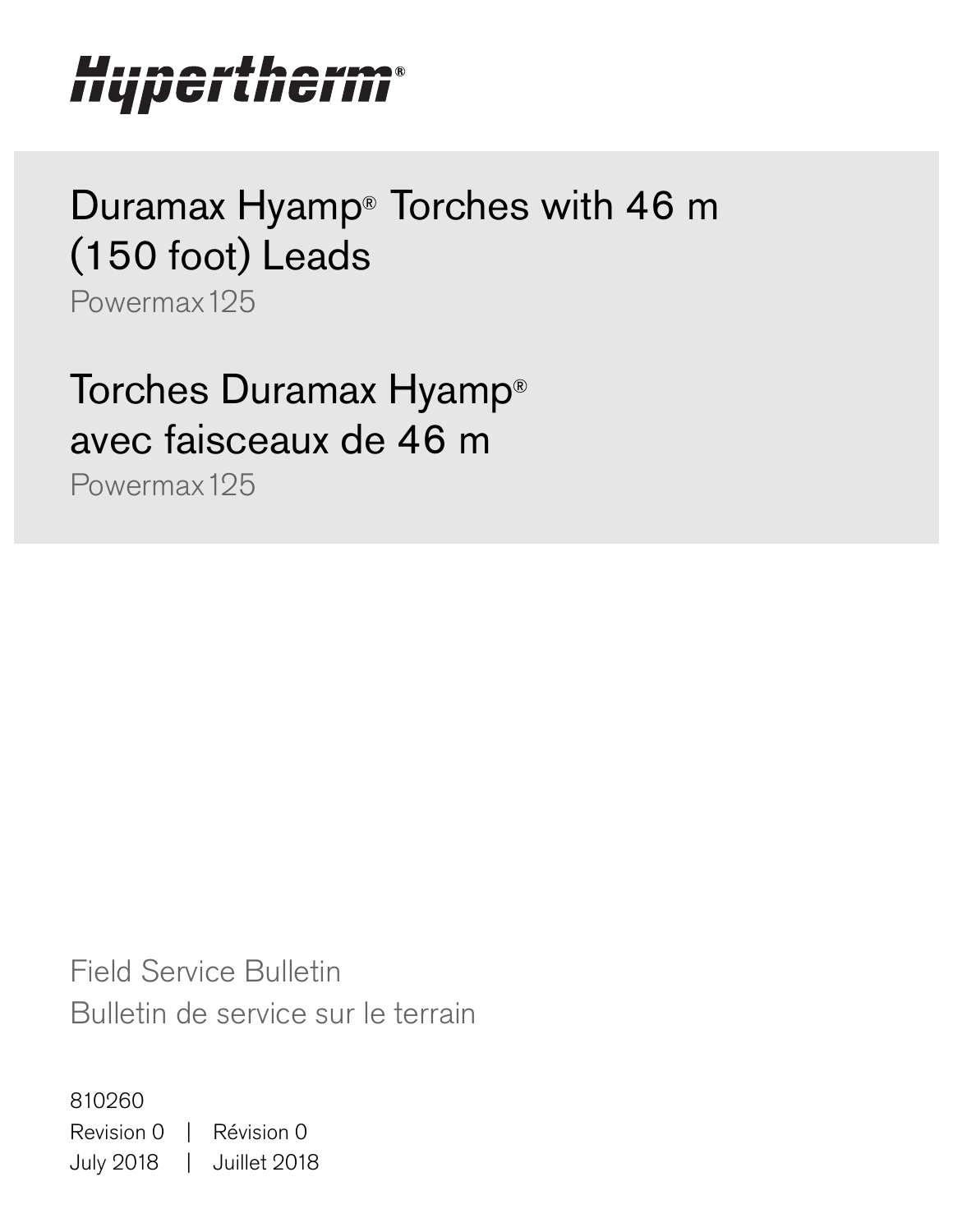Hypertherm®

# Duramax Hyamp® Torches with 46 m (150 foot) Leads

Powermax125

# Torches Duramax Hyamp® avec faisceaux de 46 m

Powermax125

Field Service Bulletin

Bulletin de service sur le terrain

810260

Revision 0 | Révision 0

July 2018 | Juillet 2018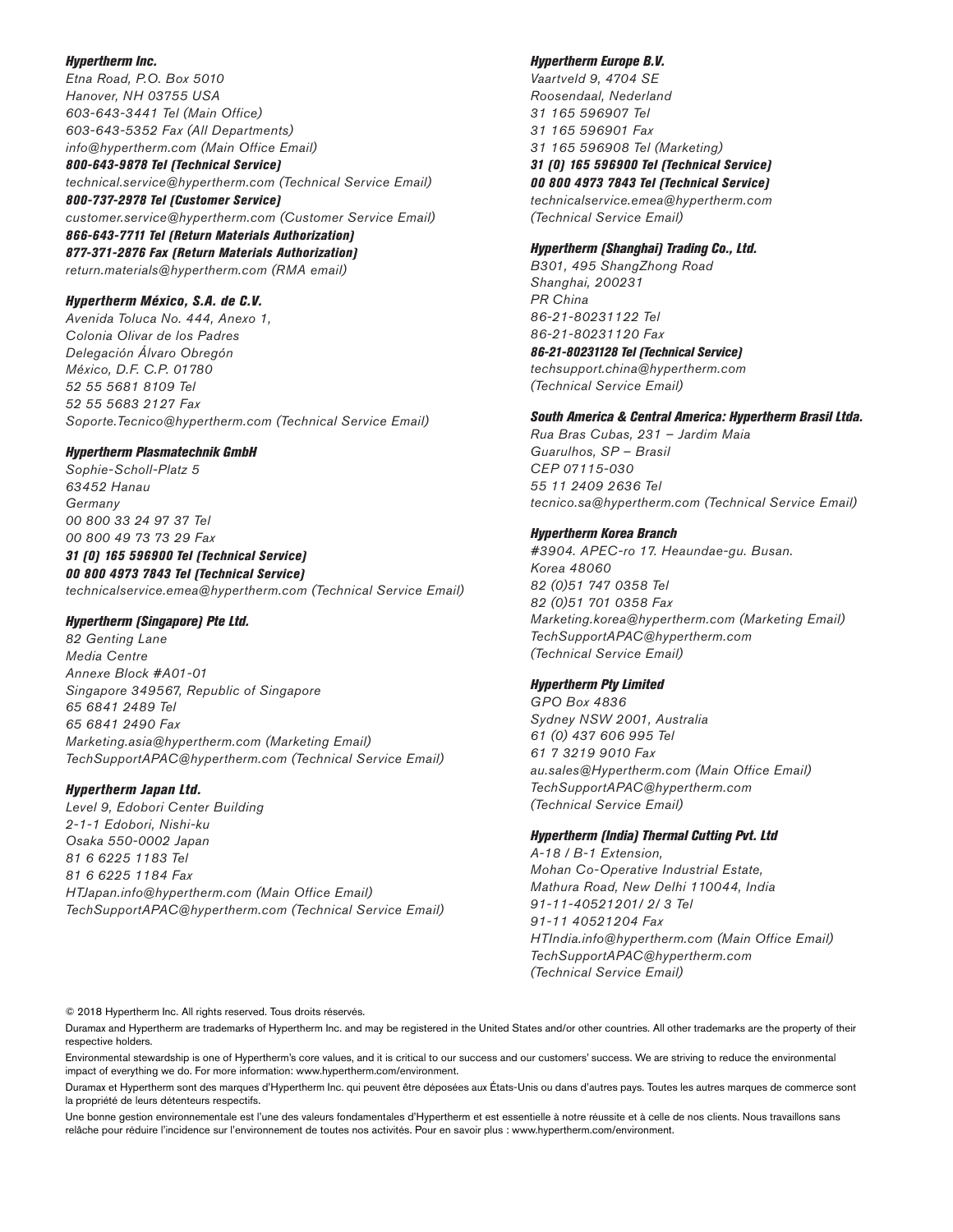***Hypertherm Inc.***
*Etna Road, P.O. Box 5010*
*Hanover, NH 03755 USA*
*603-643-3441 Tel (Main Office)*
*603-643-5352 Fax (All Departments)*
*info@hypertherm.com (Main Office Email)*
***800-643-9878 Tel (Technical Service)***
*technical.service@hypertherm.com (Technical Service Email)*
***800-737-2978 Tel (Customer Service)***
*customer.service@hypertherm.com (Customer Service Email)*
***866-643-7711 Tel (Return Materials Authorization)***
***877-371-2876 Fax (Return Materials Authorization)***
*return.materials@hypertherm.com (RMA email)*

***Hypertherm México, S.A. de C.V.***
*Avenida Toluca No. 444, Anexo 1,*
*Colonia Olivar de los Padres*
*Delegación Álvaro Obregón*
*México, D.F. C.P. 01780*
*52 55 5681 8109 Tel*
*52 55 5683 2127 Fax*
*Soporte.Tecnico@hypertherm.com (Technical Service Email)*

***Hypertherm Plasmatechnik GmbH***
*Sophie-Scholl-Platz 5*
*63452 Hanau*
*Germany*
*00 800 33 24 97 37 Tel*
*00 800 49 73 73 29 Fax*
***31 (0) 165 596900 Tel (Technical Service)***
***00 800 4973 7843 Tel (Technical Service)***
*technicalservice.emea@hypertherm.com (Technical Service Email)*

***Hypertherm (Singapore) Pte Ltd.***
*82 Genting Lane*
*Media Centre*
*Annexe Block #A01-01*
*Singapore 349567, Republic of Singapore*
*65 6841 2489 Tel*
*65 6841 2490 Fax*
*Marketing.asia@hypertherm.com (Marketing Email)*
*TechSupportAPAC@hypertherm.com (Technical Service Email)*

***Hypertherm Japan Ltd.***
*Level 9, Edobori Center Building*
*2-1-1 Edobori, Nishi-ku*
*Osaka 550-0002 Japan*
*81 6 6225 1183 Tel*
*81 6 6225 1184 Fax*
*HTJapan.info@hypertherm.com (Main Office Email)*
*TechSupportAPAC@hypertherm.com (Technical Service Email)*

***Hypertherm Europe B.V.***
*Vaartveld 9, 4704 SE*
*Roosendaal, Nederland*
*31 165 596907 Tel*
*31 165 596901 Fax*
*31 165 596908 Tel (Marketing)*
***31 (0) 165 596900 Tel (Technical Service)***
***00 800 4973 7843 Tel (Technical Service)***
*technicalservice.emea@hypertherm.com*
*(Technical Service Email)*

***Hypertherm (Shanghai) Trading Co., Ltd.***
*B301, 495 ShangZhong Road*
*Shanghai, 200231*
*PR China*
*86-21-80231122 Tel*
*86-21-80231120 Fax*
***86-21-80231128 Tel (Technical Service)***
*techsupport.china@hypertherm.com*
*(Technical Service Email)*

***South America & Central America: Hypertherm Brasil Ltda.***
*Rua Bras Cubas, 231 – Jardim Maia*
*Guarulhos, SP – Brasil*
*CEP 07115-030*
*55 11 2409 2636 Tel*
*tecnico.sa@hypertherm.com (Technical Service Email)*

***Hypertherm Korea Branch***
*#3904. APEC-ro 17. Heaundae-gu. Busan.*
*Korea 48060*
*82 (0)51 747 0358 Tel*
*82 (0)51 701 0358 Fax*
*Marketing.korea@hypertherm.com (Marketing Email)*
*TechSupportAPAC@hypertherm.com*
*(Technical Service Email)*

***Hypertherm Pty Limited***
*GPO Box 4836*
*Sydney NSW 2001, Australia*
*61 (0) 437 606 995 Tel*
*61 7 3219 9010 Fax*
*au.sales@Hypertherm.com (Main Office Email)*
*TechSupportAPAC@hypertherm.com*
*(Technical Service Email)*

***Hypertherm (India) Thermal Cutting Pvt. Ltd***
*A-18 / B-1 Extension,*
*Mohan Co-Operative Industrial Estate,*
*Mathura Road, New Delhi 110044, India*
*91-11-40521201/ 2/ 3 Tel*
*91-11 40521204 Fax*
*HTIndia.info@hypertherm.com (Main Office Email)*
*TechSupportAPAC@hypertherm.com*
*(Technical Service Email)*

© 2018 Hypertherm Inc. All rights reserved. Tous droits réservés.

Duramax and Hypertherm are trademarks of Hypertherm Inc. and may be registered in the United States and/or other countries. All other trademarks are the property of their respective holders.

Environmental stewardship is one of Hypertherm's core values, and it is critical to our success and our customers' success. We are striving to reduce the environmental impact of everything we do. For more information: www.hypertherm.com/environment.

Duramax et Hypertherm sont des marques d'Hypertherm Inc. qui peuvent être déposées aux États-Unis ou dans d'autres pays. Toutes les autres marques de commerce sont la propriété de leurs détenteurs respectifs.

Une bonne gestion environnementale est l'une des valeurs fondamentales d'Hypertherm et est essentielle à notre réussite et à celle de nos clients. Nous travaillons sans relâche pour réduire l'incidence sur l'environnement de toutes nos activités. Pour en savoir plus : www.hypertherm.com/environment.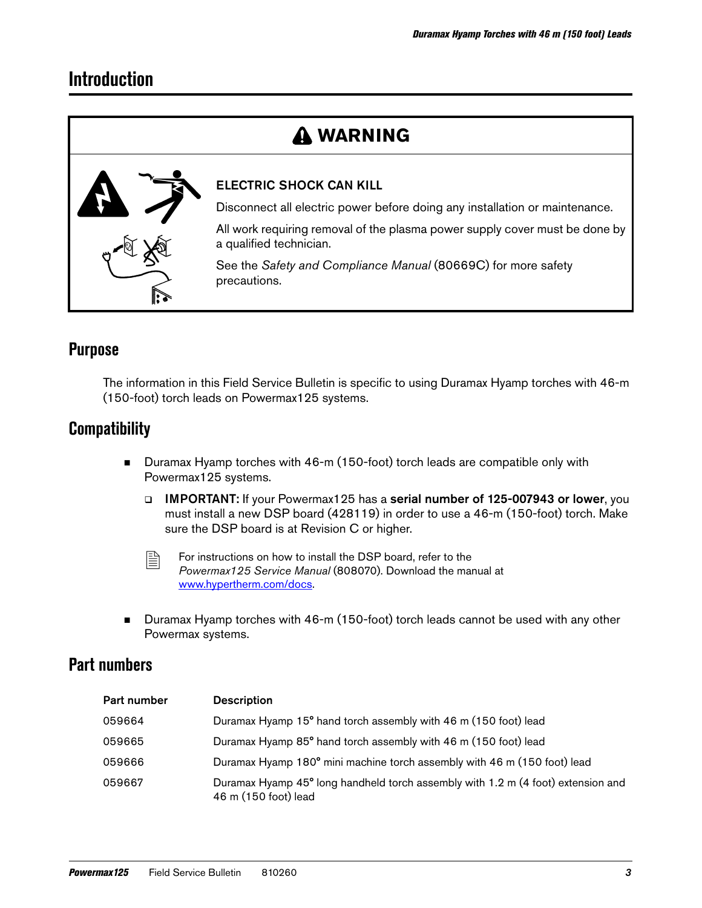# Introduction

> **⚠ WARNING**
>
> **ELECTRIC SHOCK CAN KILL**
>
> Disconnect all electric power before doing any installation or maintenance.
>
> All work requiring removal of the plasma power supply cover must be done by a qualified technician.
>
> See the *Safety and Compliance Manual* (80669C) for more safety precautions.

## Purpose

The information in this Field Service Bulletin is specific to using Duramax Hyamp torches with 46-m (150-foot) torch leads on Powermax125 systems.

## Compatibility

- Duramax Hyamp torches with 46-m (150-foot) torch leads are compatible only with Powermax125 systems.
  - **IMPORTANT:** If your Powermax125 has a **serial number of 125-007943 or lower**, you must install a new DSP board (428119) in order to use a 46-m (150-foot) torch. Make sure the DSP board is at Revision C or higher.

  For instructions on how to install the DSP board, refer to the *Powermax125 Service Manual* (808070). Download the manual at www.hypertherm.com/docs.

- Duramax Hyamp torches with 46-m (150-foot) torch leads cannot be used with any other Powermax systems.

## Part numbers

| Part number | Description |
|---|---|
| 059664 | Duramax Hyamp 15° hand torch assembly with 46 m (150 foot) lead |
| 059665 | Duramax Hyamp 85° hand torch assembly with 46 m (150 foot) lead |
| 059666 | Duramax Hyamp 180° mini machine torch assembly with 46 m (150 foot) lead |
| 059667 | Duramax Hyamp 45° long handheld torch assembly with 1.2 m (4 foot) extension and 46 m (150 foot) lead |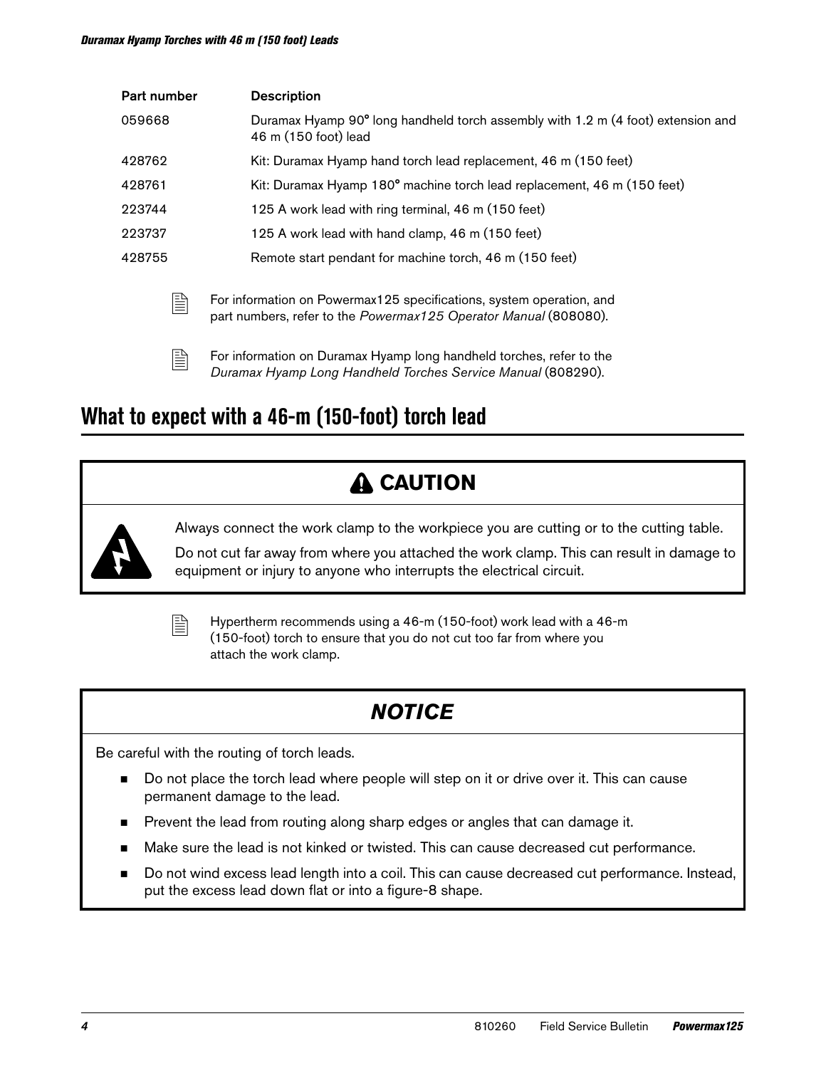| Part number | Description |
| --- | --- |
| 059668 | Duramax Hyamp 90° long handheld torch assembly with 1.2 m (4 foot) extension and 46 m (150 foot) lead |
| 428762 | Kit: Duramax Hyamp hand torch lead replacement, 46 m (150 feet) |
| 428761 | Kit: Duramax Hyamp 180° machine torch lead replacement, 46 m (150 feet) |
| 223744 | 125 A work lead with ring terminal, 46 m (150 feet) |
| 223737 | 125 A work lead with hand clamp, 46 m (150 feet) |
| 428755 | Remote start pendant for machine torch, 46 m (150 feet) |

For information on Powermax125 specifications, system operation, and part numbers, refer to the *Powermax125 Operator Manual* (808080).

For information on Duramax Hyamp long handheld torches, refer to the *Duramax Hyamp Long Handheld Torches Service Manual* (808290).

## What to expect with a 46-m (150-foot) torch lead

**CAUTION**

Always connect the work clamp to the workpiece you are cutting or to the cutting table.

Do not cut far away from where you attached the work clamp. This can result in damage to equipment or injury to anyone who interrupts the electrical circuit.

Hypertherm recommends using a 46-m (150-foot) work lead with a 46-m (150-foot) torch to ensure that you do not cut too far from where you attach the work clamp.

***NOTICE***

Be careful with the routing of torch leads.

- Do not place the torch lead where people will step on it or drive over it. This can cause permanent damage to the lead.
- Prevent the lead from routing along sharp edges or angles that can damage it.
- Make sure the lead is not kinked or twisted. This can cause decreased cut performance.
- Do not wind excess lead length into a coil. This can cause decreased cut performance. Instead, put the excess lead down flat or into a figure-8 shape.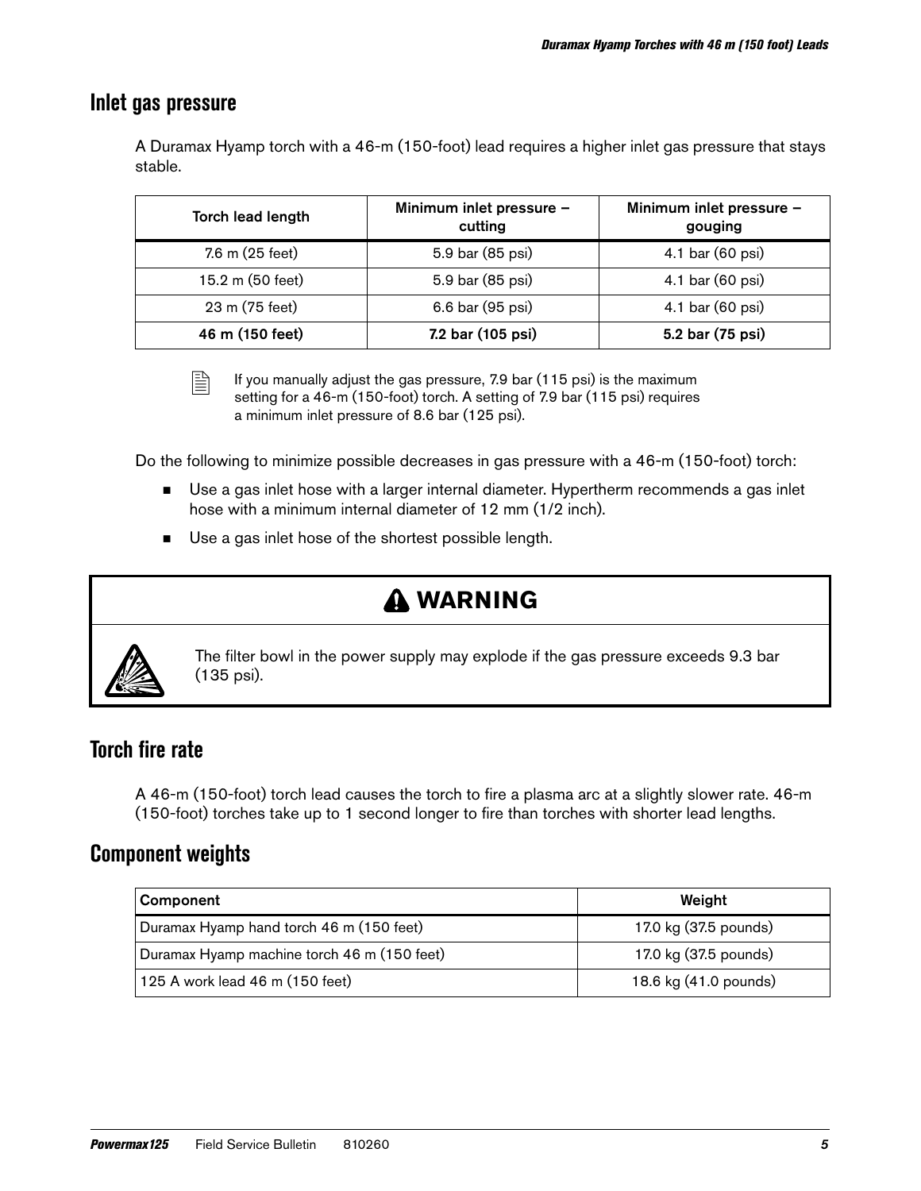## Inlet gas pressure

A Duramax Hyamp torch with a 46-m (150-foot) lead requires a higher inlet gas pressure that stays stable.

| Torch lead length | Minimum inlet pressure – cutting | Minimum inlet pressure – gouging |
| --- | --- | --- |
| 7.6 m (25 feet) | 5.9 bar (85 psi) | 4.1 bar (60 psi) |
| 15.2 m (50 feet) | 5.9 bar (85 psi) | 4.1 bar (60 psi) |
| 23 m (75 feet) | 6.6 bar (95 psi) | 4.1 bar (60 psi) |
| **46 m (150 feet)** | **7.2 bar (105 psi)** | **5.2 bar (75 psi)** |

If you manually adjust the gas pressure, 7.9 bar (115 psi) is the maximum setting for a 46-m (150-foot) torch. A setting of 7.9 bar (115 psi) requires a minimum inlet pressure of 8.6 bar (125 psi).

Do the following to minimize possible decreases in gas pressure with a 46-m (150-foot) torch:

- Use a gas inlet hose with a larger internal diameter. Hypertherm recommends a gas inlet hose with a minimum internal diameter of 12 mm (1/2 inch).
- Use a gas inlet hose of the shortest possible length.

**WARNING**

The filter bowl in the power supply may explode if the gas pressure exceeds 9.3 bar (135 psi).

## Torch fire rate

A 46-m (150-foot) torch lead causes the torch to fire a plasma arc at a slightly slower rate. 46-m (150-foot) torches take up to 1 second longer to fire than torches with shorter lead lengths.

## Component weights

| Component | Weight |
| --- | --- |
| Duramax Hyamp hand torch 46 m (150 feet) | 17.0 kg (37.5 pounds) |
| Duramax Hyamp machine torch 46 m (150 feet) | 17.0 kg (37.5 pounds) |
| 125 A work lead 46 m (150 feet) | 18.6 kg (41.0 pounds) |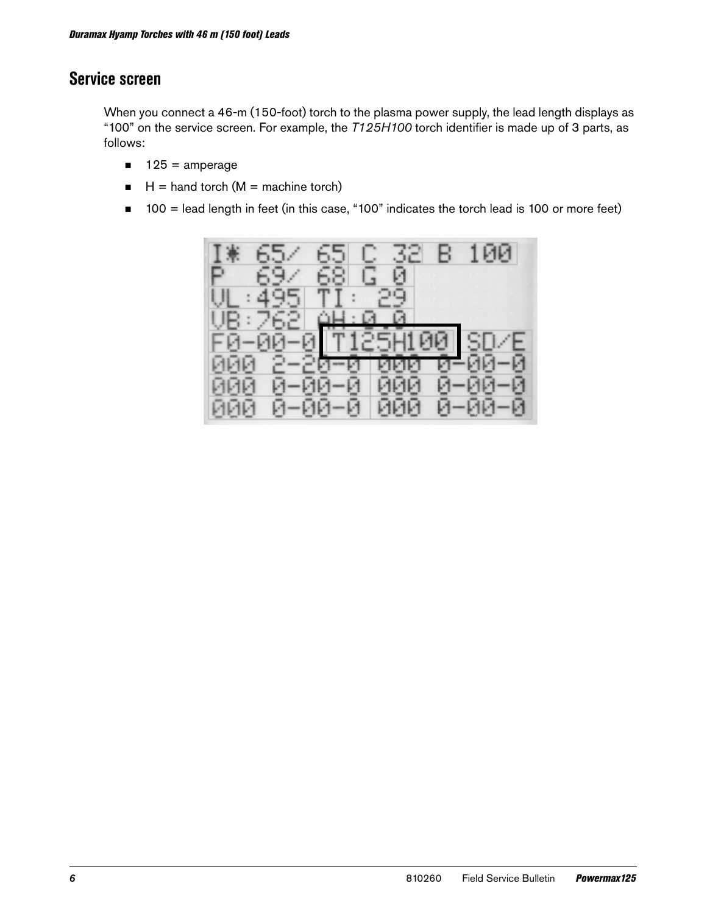## Service screen

When you connect a 46-m (150-foot) torch to the plasma power supply, the lead length displays as "100" on the service screen. For example, the *T125H100* torch identifier is made up of 3 parts, as follows:

- 125 = amperage
- H = hand torch (M = machine torch)
- 100 = lead length in feet (in this case, "100" indicates the torch lead is 100 or more feet)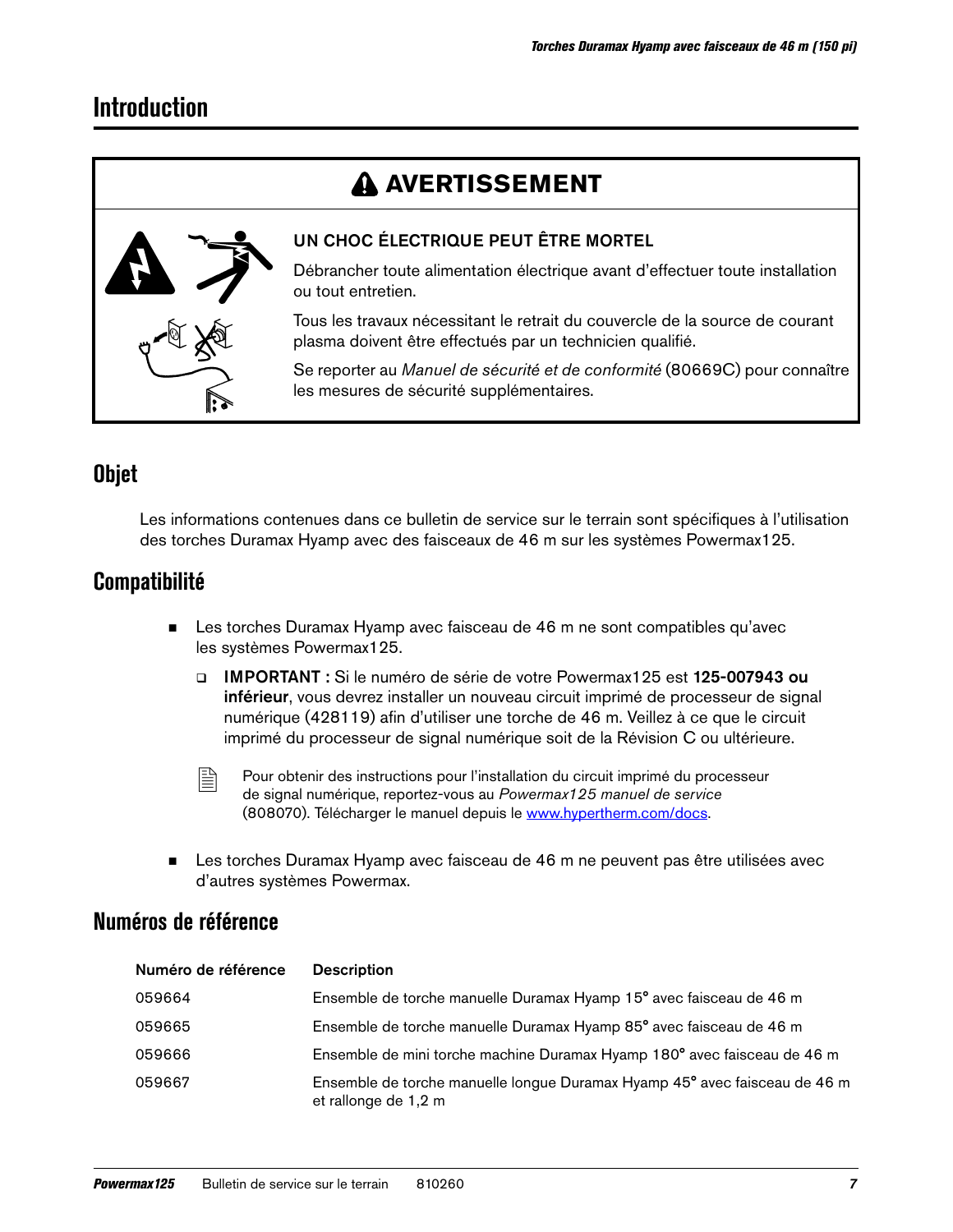# Introduction

**AVERTISSEMENT**

**UN CHOC ÉLECTRIQUE PEUT ÊTRE MORTEL**

Débrancher toute alimentation électrique avant d'effectuer toute installation ou tout entretien.

Tous les travaux nécessitant le retrait du couvercle de la source de courant plasma doivent être effectués par un technicien qualifié.

Se reporter au *Manuel de sécurité et de conformité* (80669C) pour connaître les mesures de sécurité supplémentaires.

## Objet

Les informations contenues dans ce bulletin de service sur le terrain sont spécifiques à l'utilisation des torches Duramax Hyamp avec des faisceaux de 46 m sur les systèmes Powermax125.

## Compatibilité

- Les torches Duramax Hyamp avec faisceau de 46 m ne sont compatibles qu'avec les systèmes Powermax125.
  - **IMPORTANT :** Si le numéro de série de votre Powermax125 est **125-007943 ou inférieur**, vous devrez installer un nouveau circuit imprimé de processeur de signal numérique (428119) afin d'utiliser une torche de 46 m. Veillez à ce que le circuit imprimé du processeur de signal numérique soit de la Révision C ou ultérieure.

  Pour obtenir des instructions pour l'installation du circuit imprimé du processeur de signal numérique, reportez-vous au *Powermax125 manuel de service* (808070). Télécharger le manuel depuis le www.hypertherm.com/docs.

- Les torches Duramax Hyamp avec faisceau de 46 m ne peuvent pas être utilisées avec d'autres systèmes Powermax.

## Numéros de référence

| Numéro de référence | Description |
|---|---|
| 059664 | Ensemble de torche manuelle Duramax Hyamp 15° avec faisceau de 46 m |
| 059665 | Ensemble de torche manuelle Duramax Hyamp 85° avec faisceau de 46 m |
| 059666 | Ensemble de mini torche machine Duramax Hyamp 180° avec faisceau de 46 m |
| 059667 | Ensemble de torche manuelle longue Duramax Hyamp 45° avec faisceau de 46 m et rallonge de 1,2 m |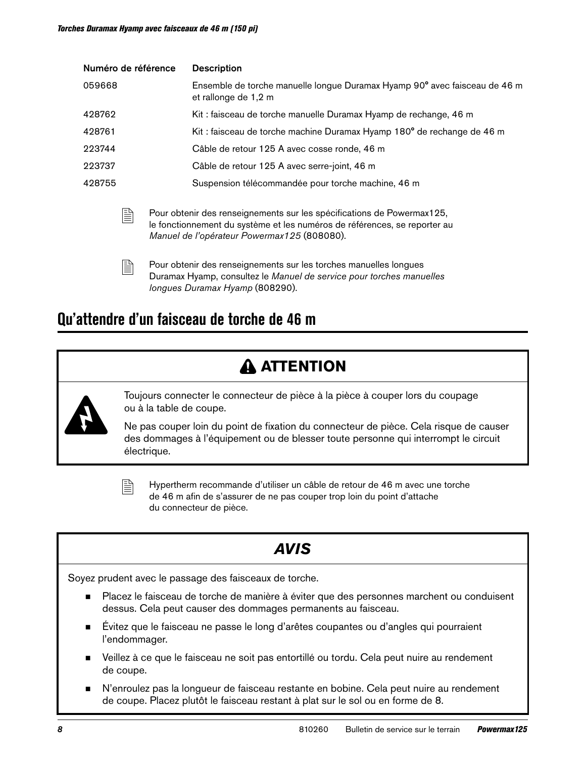| Numéro de référence | Description |
|---|---|
| 059668 | Ensemble de torche manuelle longue Duramax Hyamp 90° avec faisceau de 46 m et rallonge de 1,2 m |
| 428762 | Kit : faisceau de torche manuelle Duramax Hyamp de rechange, 46 m |
| 428761 | Kit : faisceau de torche machine Duramax Hyamp 180° de rechange de 46 m |
| 223744 | Câble de retour 125 A avec cosse ronde, 46 m |
| 223737 | Câble de retour 125 A avec serre-joint, 46 m |
| 428755 | Suspension télécommandée pour torche machine, 46 m |

Pour obtenir des renseignements sur les spécifications de Powermax125, le fonctionnement du système et les numéros de références, se reporter au *Manuel de l'opérateur Powermax125* (808080).

Pour obtenir des renseignements sur les torches manuelles longues Duramax Hyamp, consultez le *Manuel de service pour torches manuelles longues Duramax Hyamp* (808290).

## Qu'attendre d'un faisceau de torche de 46 m

**ATTENTION**

Toujours connecter le connecteur de pièce à la pièce à couper lors du coupage ou à la table de coupe.

Ne pas couper loin du point de fixation du connecteur de pièce. Cela risque de causer des dommages à l'équipement ou de blesser toute personne qui interrompt le circuit électrique.

Hypertherm recommande d'utiliser un câble de retour de 46 m avec une torche de 46 m afin de s'assurer de ne pas couper trop loin du point d'attache du connecteur de pièce.

***AVIS***

Soyez prudent avec le passage des faisceaux de torche.

- Placez le faisceau de torche de manière à éviter que des personnes marchent ou conduisent dessus. Cela peut causer des dommages permanents au faisceau.
- Évitez que le faisceau ne passe le long d'arêtes coupantes ou d'angles qui pourraient l'endommager.
- Veillez à ce que le faisceau ne soit pas entortillé ou tordu. Cela peut nuire au rendement de coupe.
- N'enroulez pas la longueur de faisceau restante en bobine. Cela peut nuire au rendement de coupe. Placez plutôt le faisceau restant à plat sur le sol ou en forme de 8.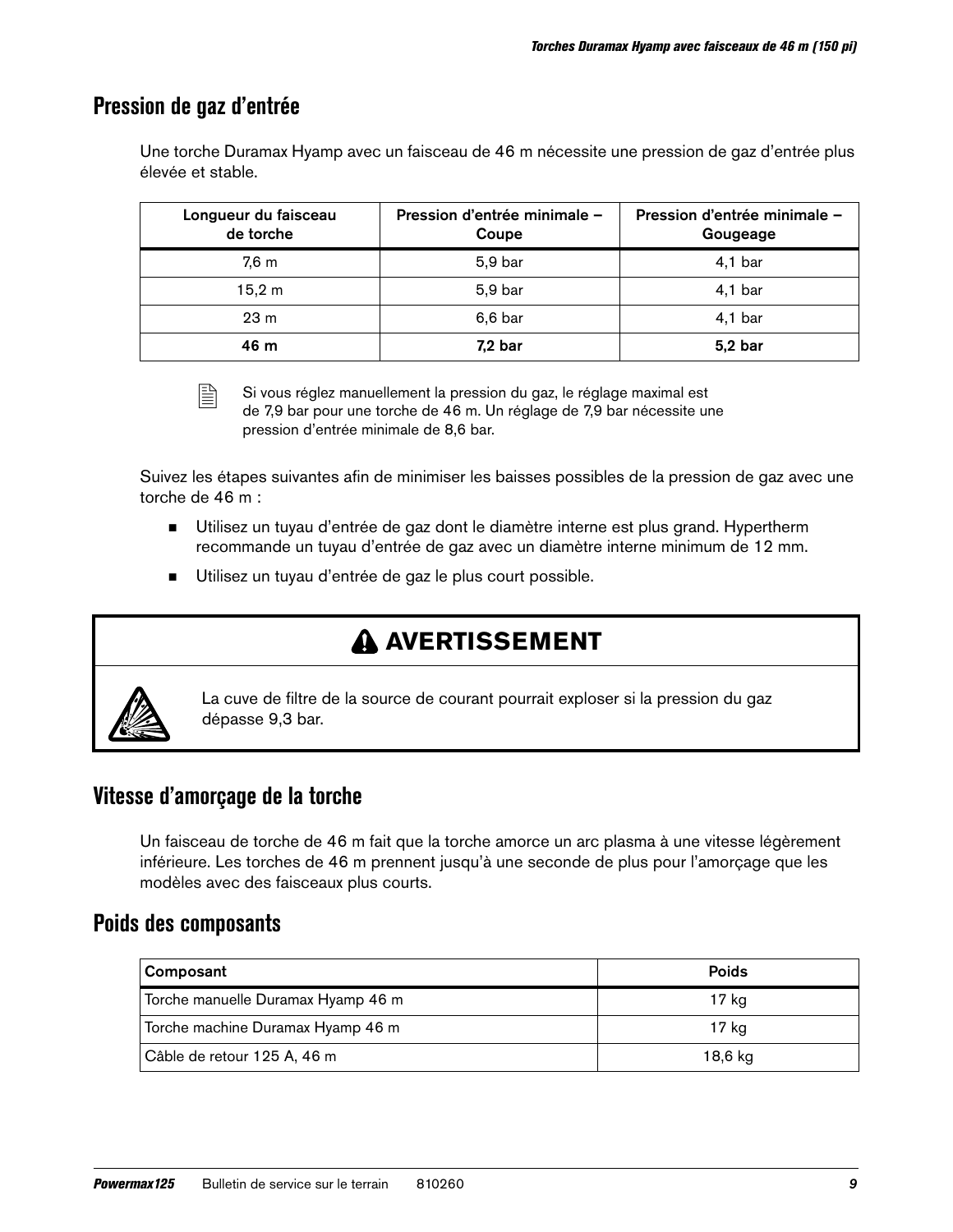## Pression de gaz d'entrée

Une torche Duramax Hyamp avec un faisceau de 46 m nécessite une pression de gaz d'entrée plus élevée et stable.

| Longueur du faisceau de torche | Pression d'entrée minimale – Coupe | Pression d'entrée minimale – Gougeage |
|---|---|---|
| 7,6 m | 5,9 bar | 4,1 bar |
| 15,2 m | 5,9 bar | 4,1 bar |
| 23 m | 6,6 bar | 4,1 bar |
| **46 m** | **7,2 bar** | **5,2 bar** |

Si vous réglez manuellement la pression du gaz, le réglage maximal est de 7,9 bar pour une torche de 46 m. Un réglage de 7,9 bar nécessite une pression d'entrée minimale de 8,6 bar.

Suivez les étapes suivantes afin de minimiser les baisses possibles de la pression de gaz avec une torche de 46 m :

- Utilisez un tuyau d'entrée de gaz dont le diamètre interne est plus grand. Hypertherm recommande un tuyau d'entrée de gaz avec un diamètre interne minimum de 12 mm.
- Utilisez un tuyau d'entrée de gaz le plus court possible.

**AVERTISSEMENT**

La cuve de filtre de la source de courant pourrait exploser si la pression du gaz dépasse 9,3 bar.

## Vitesse d'amorçage de la torche

Un faisceau de torche de 46 m fait que la torche amorce un arc plasma à une vitesse légèrement inférieure. Les torches de 46 m prennent jusqu'à une seconde de plus pour l'amorçage que les modèles avec des faisceaux plus courts.

## Poids des composants

| Composant | Poids |
|---|---|
| Torche manuelle Duramax Hyamp 46 m | 17 kg |
| Torche machine Duramax Hyamp 46 m | 17 kg |
| Câble de retour 125 A, 46 m | 18,6 kg |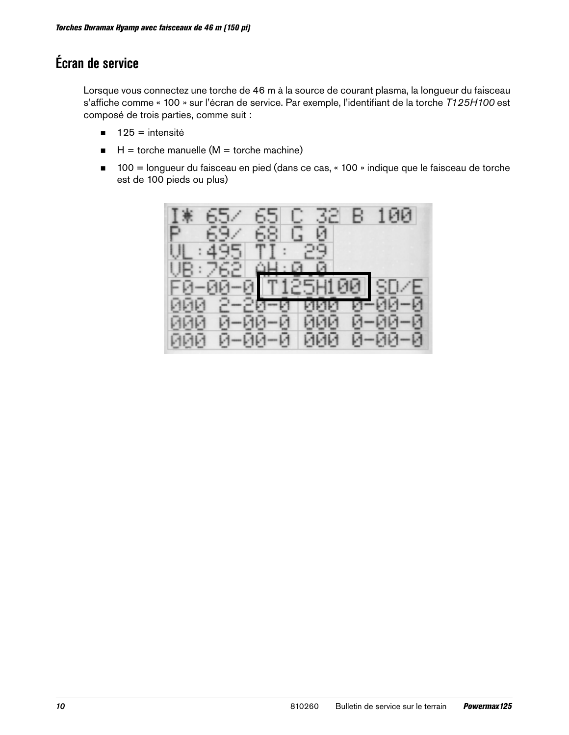## Écran de service

Lorsque vous connectez une torche de 46 m à la source de courant plasma, la longueur du faisceau s'affiche comme « 100 » sur l'écran de service. Par exemple, l'identifiant de la torche *T125H100* est composé de trois parties, comme suit :

- 125 = intensité
- H = torche manuelle (M = torche machine)
- 100 = longueur du faisceau en pied (dans ce cas, « 100 » indique que le faisceau de torche est de 100 pieds ou plus)